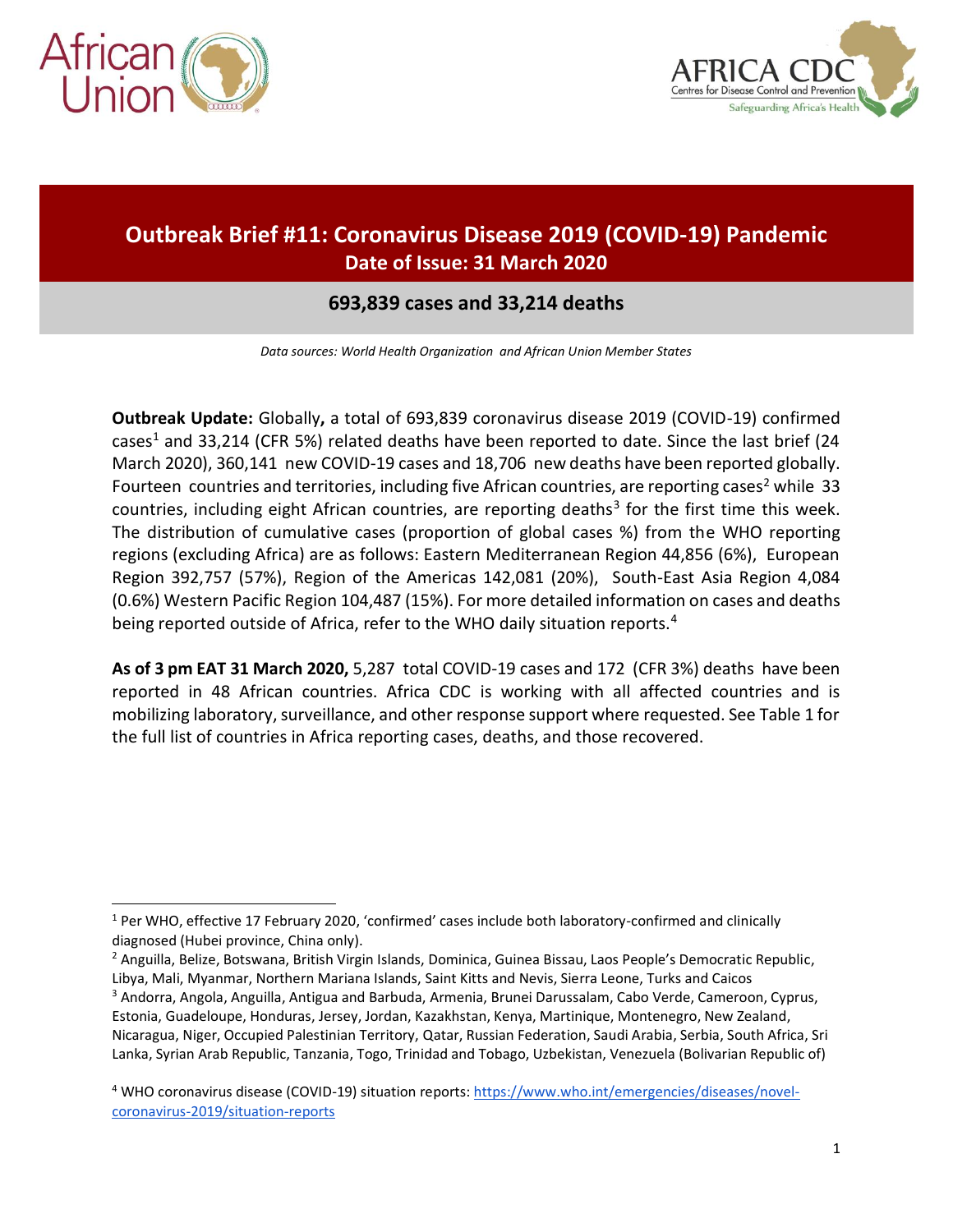# Outbreak Brief #11: Coronavirus Disease 2019 (COVID-19) Pandemic

**Date of Issue: 31 March 2020**

## 693,839 cases and 33,214 deaths

*Data sources: World Health Organization and African Union Member States*

**Outbreak Update:** Globally**,** a total of 693,839 coronavirus disease 2019 (COVID-19) confirmed cases[1] and 33,214 (CFR 5%) related deaths have been reported to date. Since the last brief (24 March 2020), 360,141 new COVID-19 cases and 18,706 new deaths have been reported globally. Fourteen countries and territories, including five African countries, are reporting cases[2] while 33 countries, including eight African countries, are reporting deaths[3] for the first time this week. The distribution of cumulative cases (proportion of global cases %) from the WHO reporting regions (excluding Africa) are as follows: Eastern Mediterranean Region 44,856 (6%), European Region 392,757 (57%), Region of the Americas 142,081 (20%), South-East Asia Region 4,084 (0.6%) Western Pacific Region 104,487 (15%). For more detailed information on cases and deaths being reported outside of Africa, refer to the WHO daily situation reports.[4]

**As of 3 pm EAT 31 March 2020,** 5,287 total COVID-19 cases and 172 (CFR 3%) deaths have been reported in 48 African countries. Africa CDC is working with all affected countries and is mobilizing laboratory, surveillance, and other response support where requested. See Table 1 for the full list of countries in Africa reporting cases, deaths, and those recovered.

---

[1] Per WHO, effective 17 February 2020, 'confirmed' cases include both laboratory-confirmed and clinically diagnosed (Hubei province, China only).

[2] Anguilla, Belize, Botswana, British Virgin Islands, Dominica, Guinea Bissau, Laos People's Democratic Republic, Libya, Mali, Myanmar, Northern Mariana Islands, Saint Kitts and Nevis, Sierra Leone, Turks and Caicos

[3] Andorra, Angola, Anguilla, Antigua and Barbuda, Armenia, Brunei Darussalam, Cabo Verde, Cameroon, Cyprus, Estonia, Guadeloupe, Honduras, Jersey, Jordan, Kazakhstan, Kenya, Martinique, Montenegro, New Zealand, Nicaragua, Niger, Occupied Palestinian Territory, Qatar, Russian Federation, Saudi Arabia, Serbia, South Africa, Sri Lanka, Syrian Arab Republic, Tanzania, Togo, Trinidad and Tobago, Uzbekistan, Venezuela (Bolivarian Republic of)

[4] WHO coronavirus disease (COVID-19) situation reports: [https://www.who.int/emergencies/diseases/novel-coronavirus-2019/situation-reports](https://www.who.int/emergencies/diseases/novel-coronavirus-2019/situation-reports)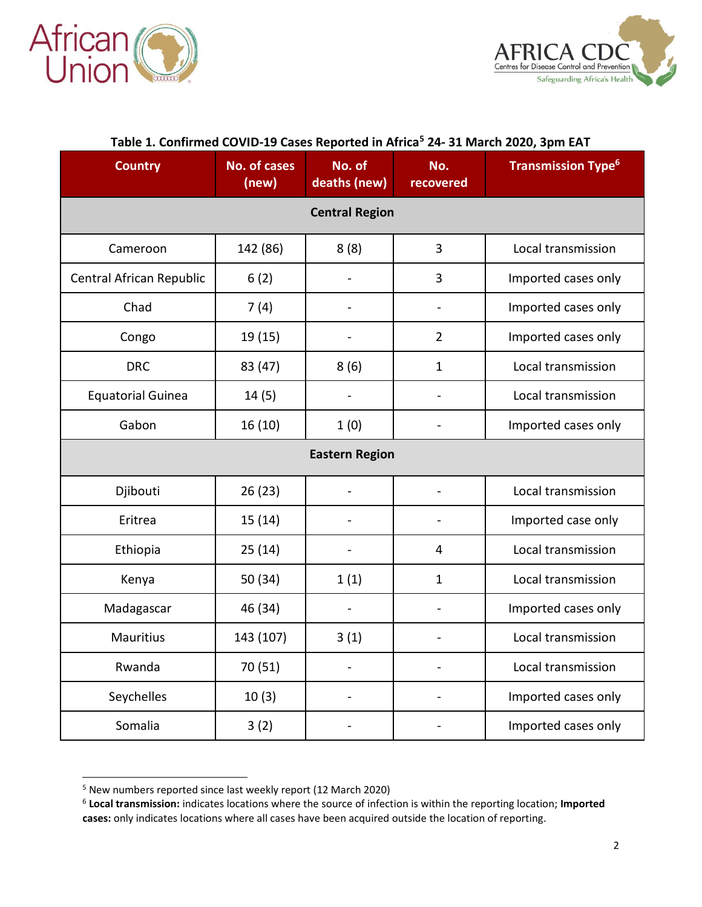**Table 1. Confirmed COVID-19 Cases Reported in Africa[5] 24- 31 March 2020, 3pm EAT**

| Country | No. of cases (new) | No. of deaths (new) | No. recovered | Transmission Type[6] |
|---|---|---|---|---|
| **Central Region** | | | | |
| Cameroon | 142 (86) | 8 (8) | 3 | Local transmission |
| Central African Republic | 6 (2) | - | 3 | Imported cases only |
| Chad | 7 (4) | - | - | Imported cases only |
| Congo | 19 (15) | - | 2 | Imported cases only |
| DRC | 83 (47) | 8 (6) | 1 | Local transmission |
| Equatorial Guinea | 14 (5) | - | - | Local transmission |
| Gabon | 16 (10) | 1 (0) | - | Imported cases only |
| **Eastern Region** | | | | |
| Djibouti | 26 (23) | - | - | Local transmission |
| Eritrea | 15 (14) | - | - | Imported case only |
| Ethiopia | 25 (14) | - | 4 | Local transmission |
| Kenya | 50 (34) | 1 (1) | 1 | Local transmission |
| Madagascar | 46 (34) | - | - | Imported cases only |
| Mauritius | 143 (107) | 3 (1) | - | Local transmission |
| Rwanda | 70 (51) | - | - | Local transmission |
| Seychelles | 10 (3) | - | - | Imported cases only |
| Somalia | 3 (2) | - | - | Imported cases only |

[5] New numbers reported since last weekly report (12 March 2020)

[6] **Local transmission:** indicates locations where the source of infection is within the reporting location; **Imported cases:** only indicates locations where all cases have been acquired outside the location of reporting.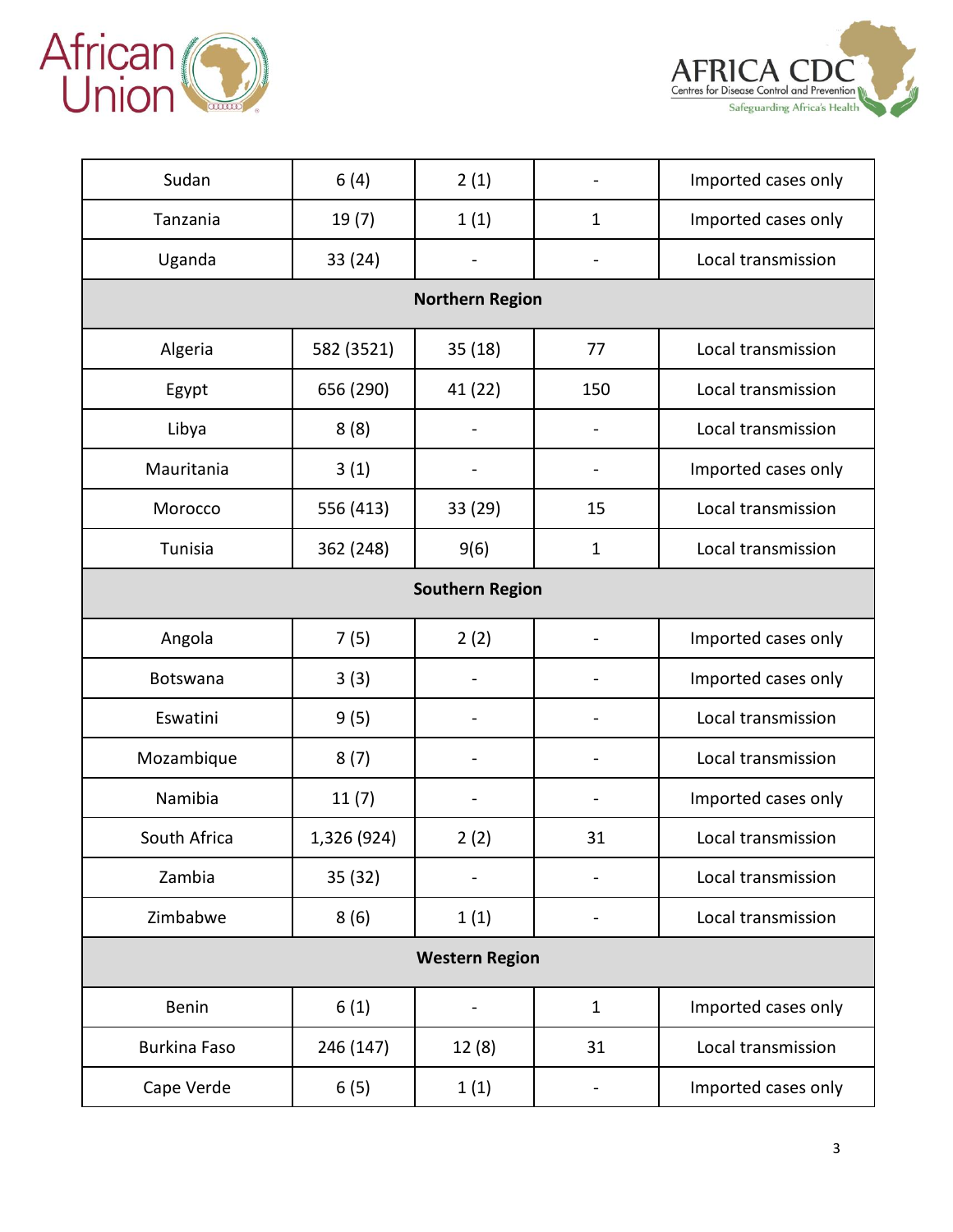| | | | | |
|---|---|---|---|---|
| Sudan | 6 (4) | 2 (1) | - | Imported cases only |
| Tanzania | 19 (7) | 1 (1) | 1 | Imported cases only |
| Uganda | 33 (24) | - | - | Local transmission |
| **Northern Region** | | | | |
| Algeria | 582 (3521) | 35 (18) | 77 | Local transmission |
| Egypt | 656 (290) | 41 (22) | 150 | Local transmission |
| Libya | 8 (8) | - | - | Local transmission |
| Mauritania | 3 (1) | - | - | Imported cases only |
| Morocco | 556 (413) | 33 (29) | 15 | Local transmission |
| Tunisia | 362 (248) | 9(6) | 1 | Local transmission |
| **Southern Region** | | | | |
| Angola | 7 (5) | 2 (2) | - | Imported cases only |
| Botswana | 3 (3) | - | - | Imported cases only |
| Eswatini | 9 (5) | - | - | Local transmission |
| Mozambique | 8 (7) | - | - | Local transmission |
| Namibia | 11 (7) | - | - | Imported cases only |
| South Africa | 1,326 (924) | 2 (2) | 31 | Local transmission |
| Zambia | 35 (32) | - | - | Local transmission |
| Zimbabwe | 8 (6) | 1 (1) | - | Local transmission |
| **Western Region** | | | | |
| Benin | 6 (1) | - | 1 | Imported cases only |
| Burkina Faso | 246 (147) | 12 (8) | 31 | Local transmission |
| Cape Verde | 6 (5) | 1 (1) | - | Imported cases only |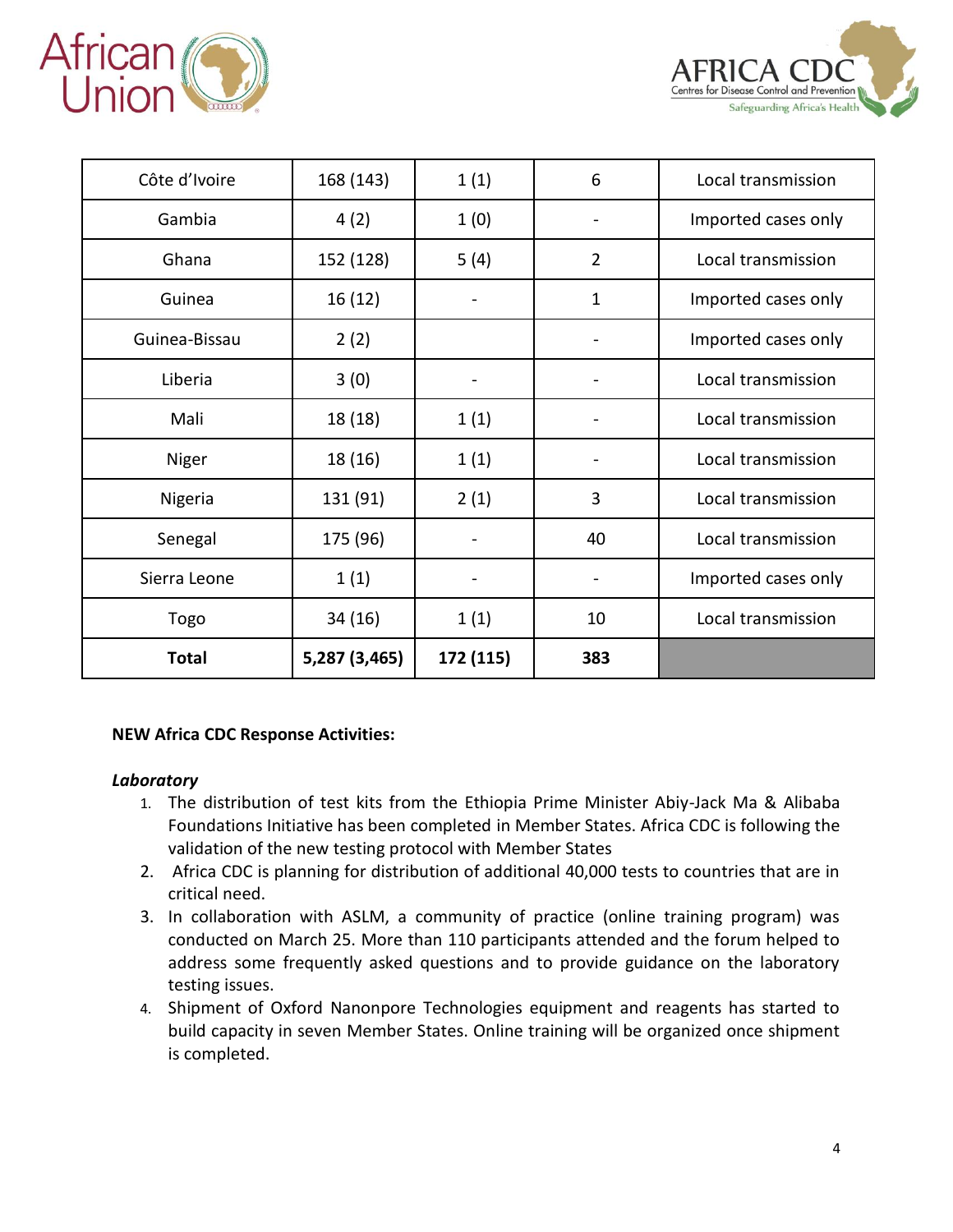| Côte d'Ivoire | 168 (143) | 1 (1) | 6 | Local transmission |
|---|---|---|---|---|
| Gambia | 4 (2) | 1 (0) | - | Imported cases only |
| Ghana | 152 (128) | 5 (4) | 2 | Local transmission |
| Guinea | 16 (12) | - | 1 | Imported cases only |
| Guinea-Bissau | 2 (2) | | - | Imported cases only |
| Liberia | 3 (0) | - | - | Local transmission |
| Mali | 18 (18) | 1 (1) | - | Local transmission |
| Niger | 18 (16) | 1 (1) | - | Local transmission |
| Nigeria | 131 (91) | 2 (1) | 3 | Local transmission |
| Senegal | 175 (96) | - | 40 | Local transmission |
| Sierra Leone | 1 (1) | - | - | Imported cases only |
| Togo | 34 (16) | 1 (1) | 10 | Local transmission |
| **Total** | **5,287 (3,465)** | **172 (115)** | **383** | |

**NEW Africa CDC Response Activities:**

***Laboratory***

1. The distribution of test kits from the Ethiopia Prime Minister Abiy-Jack Ma & Alibaba Foundations Initiative has been completed in Member States. Africa CDC is following the validation of the new testing protocol with Member States
2. Africa CDC is planning for distribution of additional 40,000 tests to countries that are in critical need.
3. In collaboration with ASLM, a community of practice (online training program) was conducted on March 25. More than 110 participants attended and the forum helped to address some frequently asked questions and to provide guidance on the laboratory testing issues.
4. Shipment of Oxford Nanonpore Technologies equipment and reagents has started to build capacity in seven Member States. Online training will be organized once shipment is completed.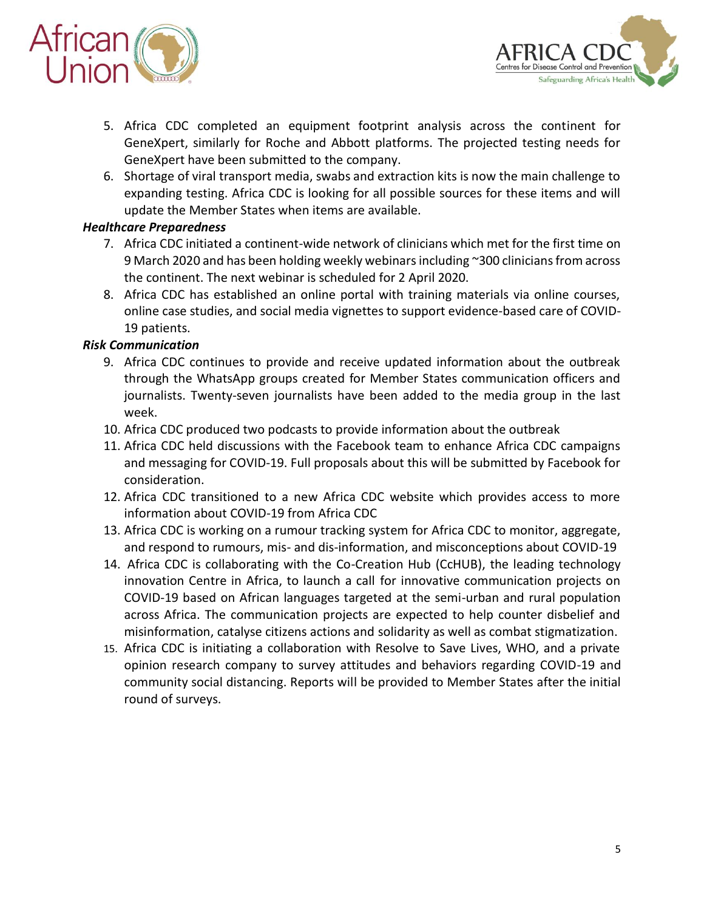5. Africa CDC completed an equipment footprint analysis across the continent for GeneXpert, similarly for Roche and Abbott platforms. The projected testing needs for GeneXpert have been submitted to the company.
6. Shortage of viral transport media, swabs and extraction kits is now the main challenge to expanding testing. Africa CDC is looking for all possible sources for these items and will update the Member States when items are available.

***Healthcare Preparedness***

7. Africa CDC initiated a continent-wide network of clinicians which met for the first time on 9 March 2020 and has been holding weekly webinars including ~300 clinicians from across the continent. The next webinar is scheduled for 2 April 2020.
8. Africa CDC has established an online portal with training materials via online courses, online case studies, and social media vignettes to support evidence-based care of COVID-19 patients.

***Risk Communication***

9. Africa CDC continues to provide and receive updated information about the outbreak through the WhatsApp groups created for Member States communication officers and journalists. Twenty-seven journalists have been added to the media group in the last week.
10. Africa CDC produced two podcasts to provide information about the outbreak
11. Africa CDC held discussions with the Facebook team to enhance Africa CDC campaigns and messaging for COVID-19. Full proposals about this will be submitted by Facebook for consideration.
12. Africa CDC transitioned to a new Africa CDC website which provides access to more information about COVID-19 from Africa CDC
13. Africa CDC is working on a rumour tracking system for Africa CDC to monitor, aggregate, and respond to rumours, mis- and dis-information, and misconceptions about COVID-19
14. Africa CDC is collaborating with the Co-Creation Hub (CcHUB), the leading technology innovation Centre in Africa, to launch a call for innovative communication projects on COVID-19 based on African languages targeted at the semi-urban and rural population across Africa. The communication projects are expected to help counter disbelief and misinformation, catalyse citizens actions and solidarity as well as combat stigmatization.
15. Africa CDC is initiating a collaboration with Resolve to Save Lives, WHO, and a private opinion research company to survey attitudes and behaviors regarding COVID-19 and community social distancing. Reports will be provided to Member States after the initial round of surveys.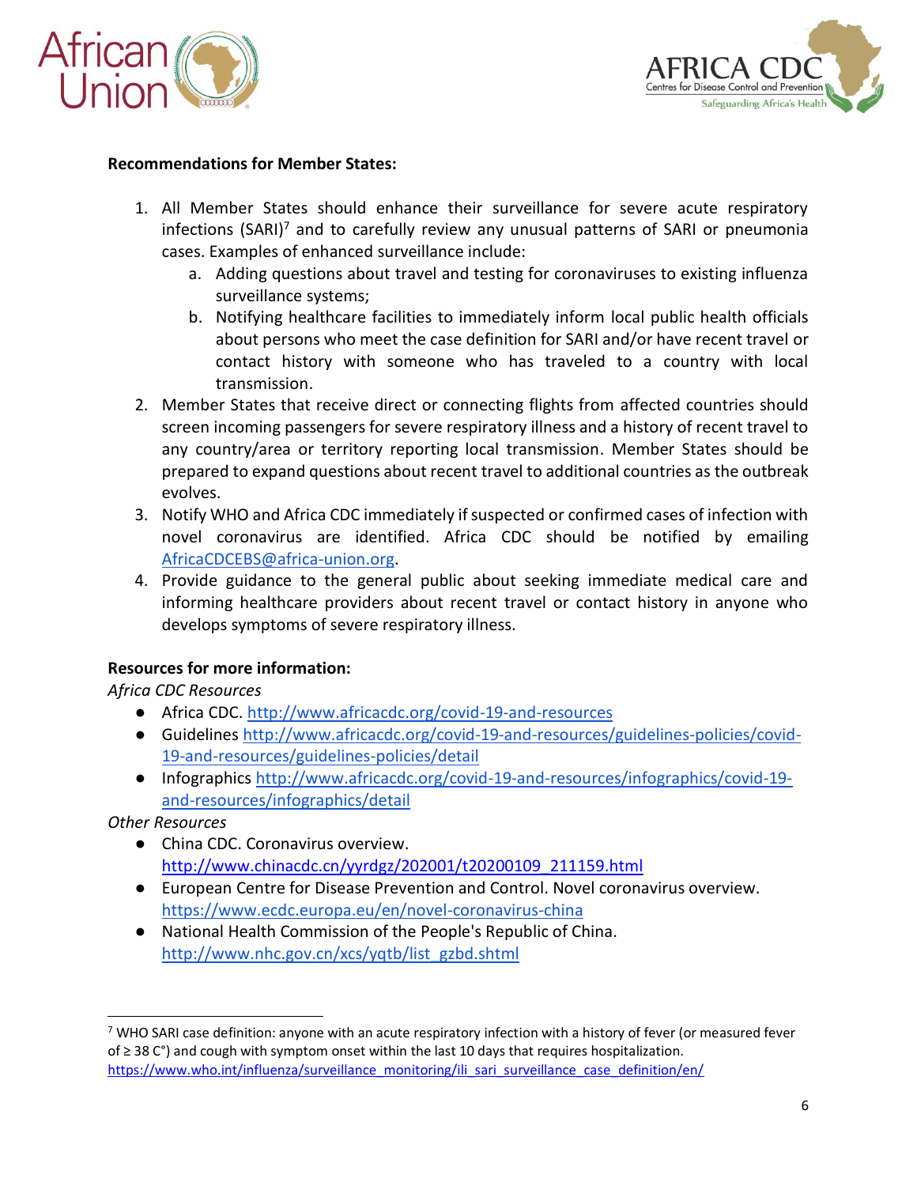**Recommendations for Member States:**

1. All Member States should enhance their surveillance for severe acute respiratory infections (SARI)[7] and to carefully review any unusual patterns of SARI or pneumonia cases. Examples of enhanced surveillance include:
   a. Adding questions about travel and testing for coronaviruses to existing influenza surveillance systems;
   b. Notifying healthcare facilities to immediately inform local public health officials about persons who meet the case definition for SARI and/or have recent travel or contact history with someone who has traveled to a country with local transmission.
2. Member States that receive direct or connecting flights from affected countries should screen incoming passengers for severe respiratory illness and a history of recent travel to any country/area or territory reporting local transmission. Member States should be prepared to expand questions about recent travel to additional countries as the outbreak evolves.
3. Notify WHO and Africa CDC immediately if suspected or confirmed cases of infection with novel coronavirus are identified. Africa CDC should be notified by emailing AfricaCDCEBS@africa-union.org.
4. Provide guidance to the general public about seeking immediate medical care and informing healthcare providers about recent travel or contact history in anyone who develops symptoms of severe respiratory illness.

**Resources for more information:**

*Africa CDC Resources*

- Africa CDC. http://www.africacdc.org/covid-19-and-resources
- Guidelines http://www.africacdc.org/covid-19-and-resources/guidelines-policies/covid-19-and-resources/guidelines-policies/detail
- Infographics http://www.africacdc.org/covid-19-and-resources/infographics/covid-19-and-resources/infographics/detail

*Other Resources*

- China CDC. Coronavirus overview. http://www.chinacdc.cn/yyrdgz/202001/t20200109_211159.html
- European Centre for Disease Prevention and Control. Novel coronavirus overview. https://www.ecdc.europa.eu/en/novel-coronavirus-china
- National Health Commission of the People's Republic of China. http://www.nhc.gov.cn/xcs/yqtb/list_gzbd.shtml

---

[7] WHO SARI case definition: anyone with an acute respiratory infection with a history of fever (or measured fever of ≥ 38 C°) and cough with symptom onset within the last 10 days that requires hospitalization. https://www.who.int/influenza/surveillance_monitoring/ili_sari_surveillance_case_definition/en/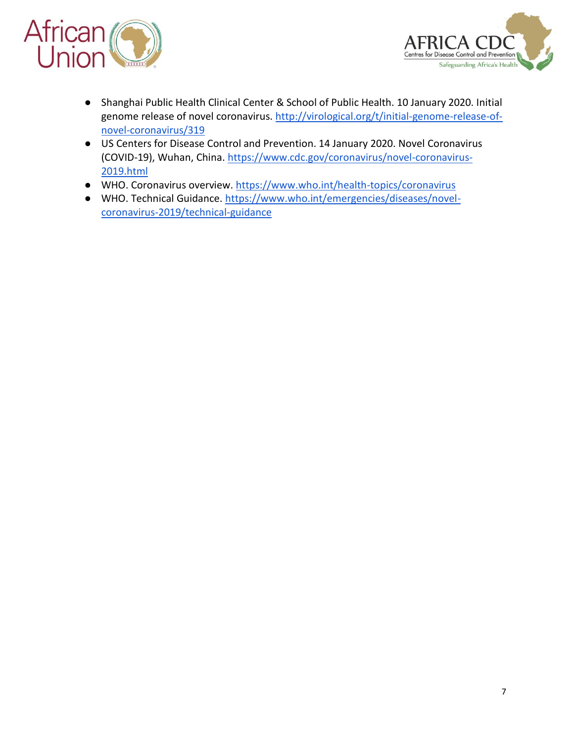- Shanghai Public Health Clinical Center & School of Public Health. 10 January 2020. Initial genome release of novel coronavirus. http://virological.org/t/initial-genome-release-of-novel-coronavirus/319
- US Centers for Disease Control and Prevention. 14 January 2020. Novel Coronavirus (COVID-19), Wuhan, China. https://www.cdc.gov/coronavirus/novel-coronavirus-2019.html
- WHO. Coronavirus overview. https://www.who.int/health-topics/coronavirus
- WHO. Technical Guidance. https://www.who.int/emergencies/diseases/novel-coronavirus-2019/technical-guidance